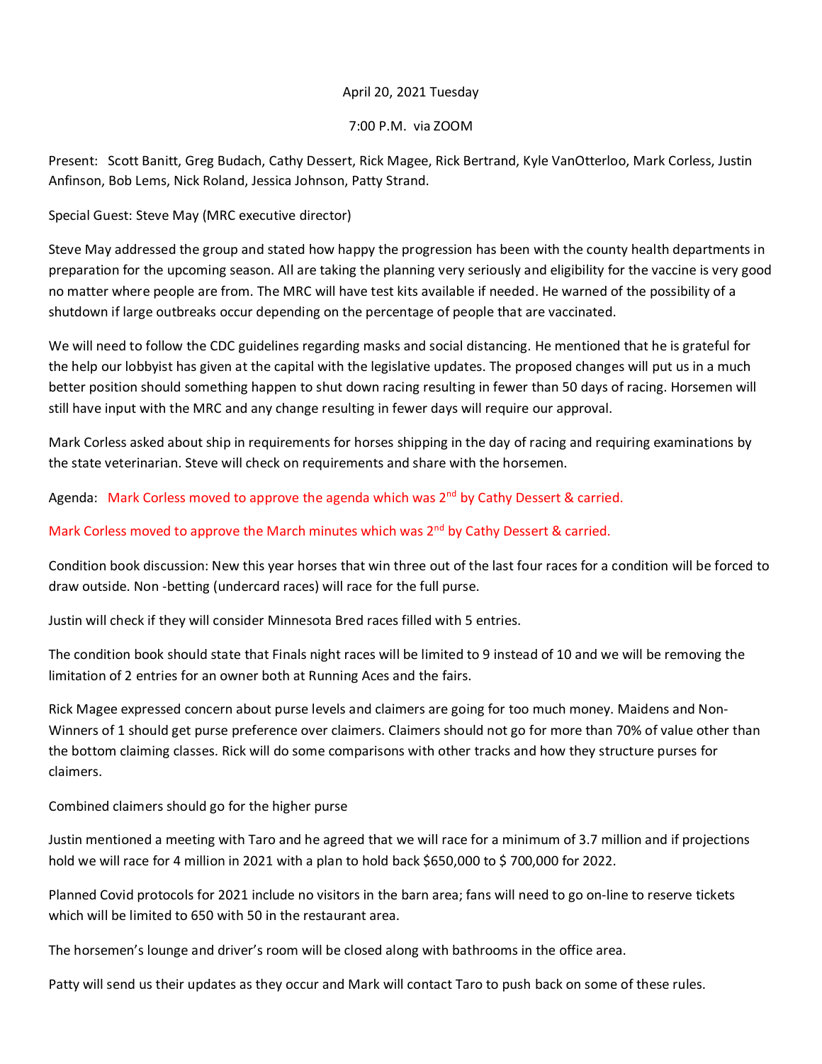April 20, 2021 Tuesday

7:00 P.M. via ZOOM

Present: Scott Banitt, Greg Budach, Cathy Dessert, Rick Magee, Rick Bertrand, Kyle VanOtterloo, Mark Corless, Justin Anfinson, Bob Lems, Nick Roland, Jessica Johnson, Patty Strand.

Special Guest: Steve May (MRC executive director)

Steve May addressed the group and stated how happy the progression has been with the county health departments in preparation for the upcoming season. All are taking the planning very seriously and eligibility for the vaccine is very good no matter where people are from. The MRC will have test kits available if needed. He warned of the possibility of a shutdown if large outbreaks occur depending on the percentage of people that are vaccinated.

We will need to follow the CDC guidelines regarding masks and social distancing. He mentioned that he is grateful for the help our lobbyist has given at the capital with the legislative updates. The proposed changes will put us in a much better position should something happen to shut down racing resulting in fewer than 50 days of racing. Horsemen will still have input with the MRC and any change resulting in fewer days will require our approval.

Mark Corless asked about ship in requirements for horses shipping in the day of racing and requiring examinations by the state veterinarian. Steve will check on requirements and share with the horsemen.

Agenda: Mark Corless moved to approve the agenda which was 2nd by Cathy Dessert & carried.

Mark Corless moved to approve the March minutes which was 2nd by Cathy Dessert & carried.

Condition book discussion: New this year horses that win three out of the last four races for a condition will be forced to draw outside. Non -betting (undercard races) will race for the full purse.

Justin will check if they will consider Minnesota Bred races filled with 5 entries.

The condition book should state that Finals night races will be limited to 9 instead of 10 and we will be removing the limitation of 2 entries for an owner both at Running Aces and the fairs.

Rick Magee expressed concern about purse levels and claimers are going for too much money. Maidens and Non-Winners of 1 should get purse preference over claimers. Claimers should not go for more than 70% of value other than the bottom claiming classes. Rick will do some comparisons with other tracks and how they structure purses for claimers.

Combined claimers should go for the higher purse

Justin mentioned a meeting with Taro and he agreed that we will race for a minimum of 3.7 million and if projections hold we will race for 4 million in 2021 with a plan to hold back $650,000 to $ 700,000 for 2022.

Planned Covid protocols for 2021 include no visitors in the barn area; fans will need to go on-line to reserve tickets which will be limited to 650 with 50 in the restaurant area.

The horsemen's lounge and driver's room will be closed along with bathrooms in the office area.

Patty will send us their updates as they occur and Mark will contact Taro to push back on some of these rules.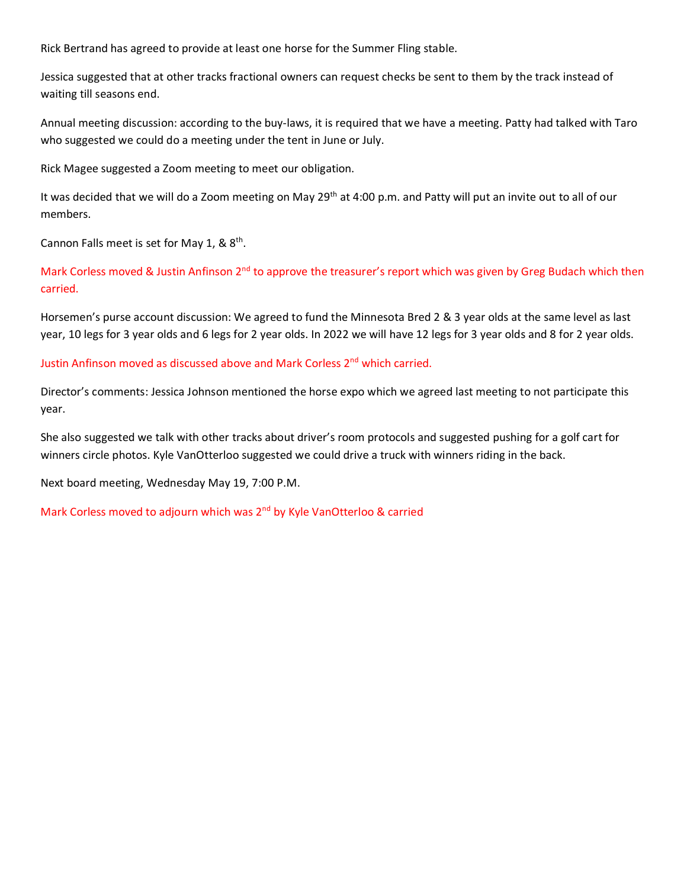Rick Bertrand has agreed to provide at least one horse for the Summer Fling stable.

Jessica suggested that at other tracks fractional owners can request checks be sent to them by the track instead of waiting till seasons end.

Annual meeting discussion: according to the buy-laws, it is required that we have a meeting. Patty had talked with Taro who suggested we could do a meeting under the tent in June or July.

Rick Magee suggested a Zoom meeting to meet our obligation.

It was decided that we will do a Zoom meeting on May 29th at 4:00 p.m. and Patty will put an invite out to all of our members.

Cannon Falls meet is set for May 1, & 8th.

Mark Corless moved & Justin Anfinson 2nd to approve the treasurer's report which was given by Greg Budach which then carried.

Horsemen's purse account discussion: We agreed to fund the Minnesota Bred 2 & 3 year olds at the same level as last year, 10 legs for 3 year olds and 6 legs for 2 year olds. In 2022 we will have 12 legs for 3 year olds and 8 for 2 year olds.

Justin Anfinson moved as discussed above and Mark Corless 2nd which carried.

Director's comments: Jessica Johnson mentioned the horse expo which we agreed last meeting to not participate this year.

She also suggested we talk with other tracks about driver's room protocols and suggested pushing for a golf cart for winners circle photos. Kyle VanOtterloo suggested we could drive a truck with winners riding in the back.

Next board meeting, Wednesday May 19, 7:00 P.M.

Mark Corless moved to adjourn which was 2nd by Kyle VanOtterloo & carried